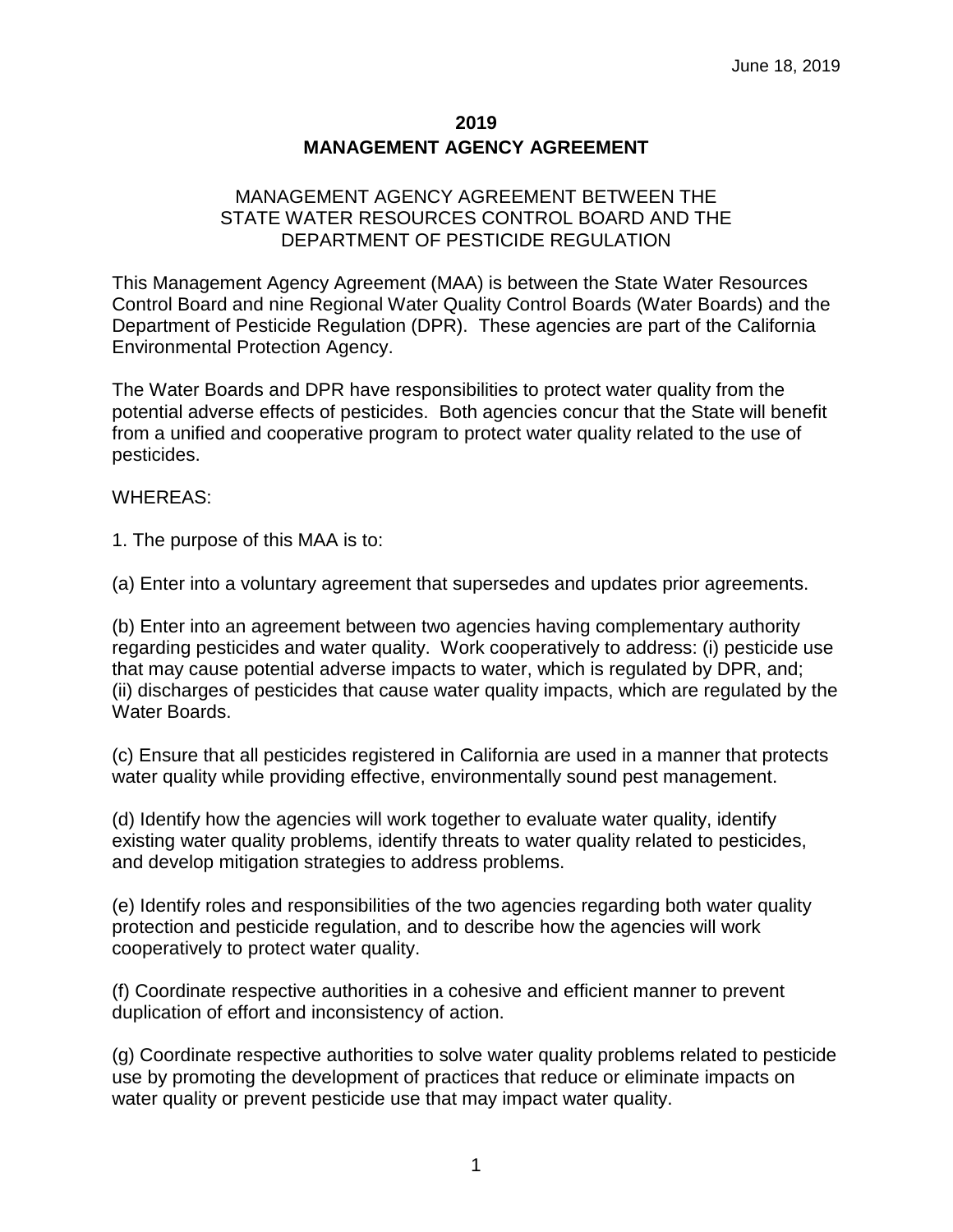June 18, 2019

**2019**
**MANAGEMENT AGENCY AGREEMENT**

MANAGEMENT AGENCY AGREEMENT BETWEEN THE STATE WATER RESOURCES CONTROL BOARD AND THE DEPARTMENT OF PESTICIDE REGULATION

This Management Agency Agreement (MAA) is between the State Water Resources Control Board and nine Regional Water Quality Control Boards (Water Boards) and the Department of Pesticide Regulation (DPR). These agencies are part of the California Environmental Protection Agency.

The Water Boards and DPR have responsibilities to protect water quality from the potential adverse effects of pesticides. Both agencies concur that the State will benefit from a unified and cooperative program to protect water quality related to the use of pesticides.

WHEREAS:

1. The purpose of this MAA is to:

(a) Enter into a voluntary agreement that supersedes and updates prior agreements.

(b) Enter into an agreement between two agencies having complementary authority regarding pesticides and water quality. Work cooperatively to address: (i) pesticide use that may cause potential adverse impacts to water, which is regulated by DPR, and; (ii) discharges of pesticides that cause water quality impacts, which are regulated by the Water Boards.

(c) Ensure that all pesticides registered in California are used in a manner that protects water quality while providing effective, environmentally sound pest management.

(d) Identify how the agencies will work together to evaluate water quality, identify existing water quality problems, identify threats to water quality related to pesticides, and develop mitigation strategies to address problems.

(e) Identify roles and responsibilities of the two agencies regarding both water quality protection and pesticide regulation, and to describe how the agencies will work cooperatively to protect water quality.

(f) Coordinate respective authorities in a cohesive and efficient manner to prevent duplication of effort and inconsistency of action.

(g) Coordinate respective authorities to solve water quality problems related to pesticide use by promoting the development of practices that reduce or eliminate impacts on water quality or prevent pesticide use that may impact water quality.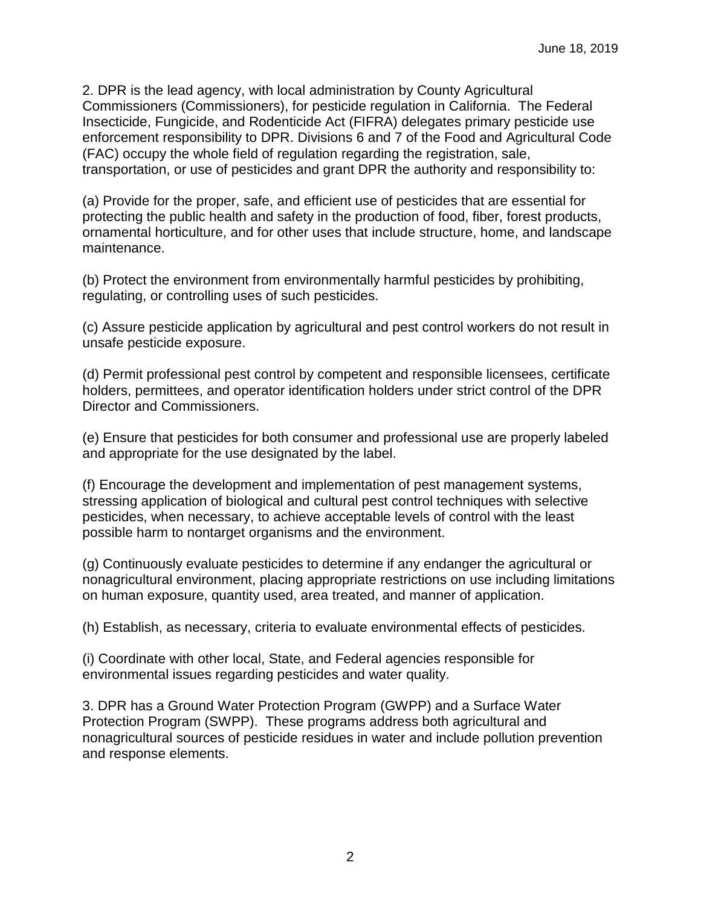2. DPR is the lead agency, with local administration by County Agricultural Commissioners (Commissioners), for pesticide regulation in California. The Federal Insecticide, Fungicide, and Rodenticide Act (FIFRA) delegates primary pesticide use enforcement responsibility to DPR. Divisions 6 and 7 of the Food and Agricultural Code (FAC) occupy the whole field of regulation regarding the registration, sale, transportation, or use of pesticides and grant DPR the authority and responsibility to:

(a) Provide for the proper, safe, and efficient use of pesticides that are essential for protecting the public health and safety in the production of food, fiber, forest products, ornamental horticulture, and for other uses that include structure, home, and landscape maintenance.

(b) Protect the environment from environmentally harmful pesticides by prohibiting, regulating, or controlling uses of such pesticides.

(c) Assure pesticide application by agricultural and pest control workers do not result in unsafe pesticide exposure.

(d) Permit professional pest control by competent and responsible licensees, certificate holders, permittees, and operator identification holders under strict control of the DPR Director and Commissioners.

(e) Ensure that pesticides for both consumer and professional use are properly labeled and appropriate for the use designated by the label.

(f) Encourage the development and implementation of pest management systems, stressing application of biological and cultural pest control techniques with selective pesticides, when necessary, to achieve acceptable levels of control with the least possible harm to nontarget organisms and the environment.

(g) Continuously evaluate pesticides to determine if any endanger the agricultural or nonagricultural environment, placing appropriate restrictions on use including limitations on human exposure, quantity used, area treated, and manner of application.

(h) Establish, as necessary, criteria to evaluate environmental effects of pesticides.

(i) Coordinate with other local, State, and Federal agencies responsible for environmental issues regarding pesticides and water quality.

3. DPR has a Ground Water Protection Program (GWPP) and a Surface Water Protection Program (SWPP). These programs address both agricultural and nonagricultural sources of pesticide residues in water and include pollution prevention and response elements.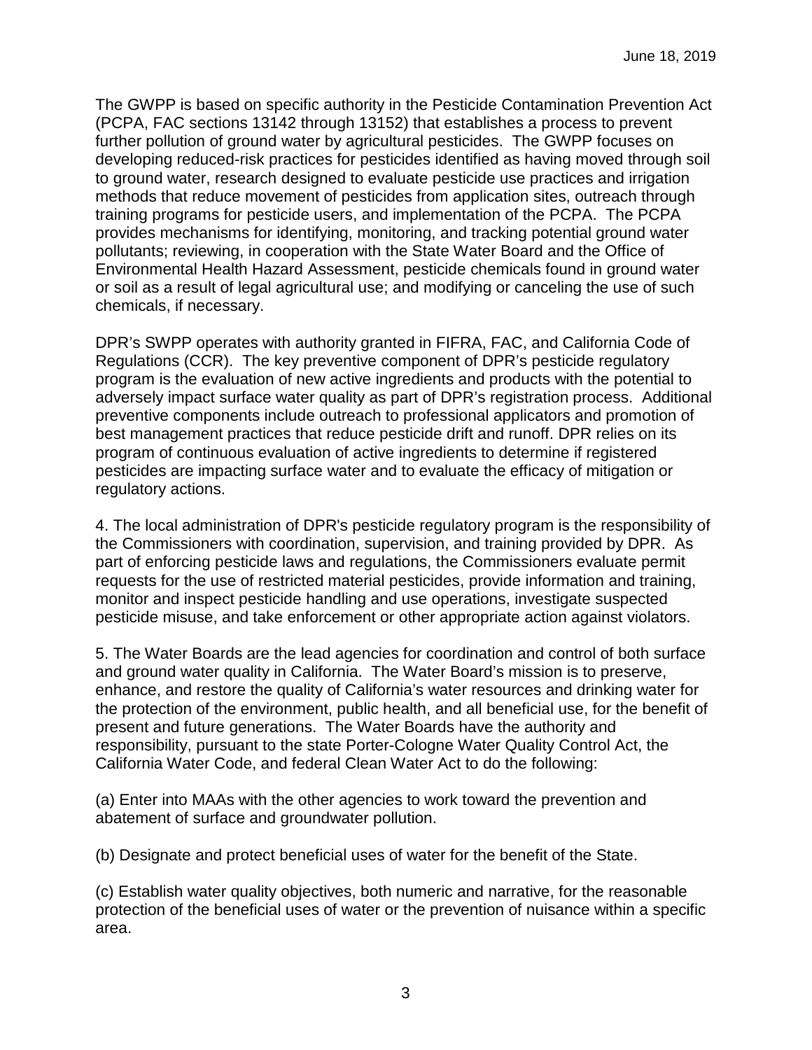The GWPP is based on specific authority in the Pesticide Contamination Prevention Act (PCPA, FAC sections 13142 through 13152) that establishes a process to prevent further pollution of ground water by agricultural pesticides. The GWPP focuses on developing reduced-risk practices for pesticides identified as having moved through soil to ground water, research designed to evaluate pesticide use practices and irrigation methods that reduce movement of pesticides from application sites, outreach through training programs for pesticide users, and implementation of the PCPA. The PCPA provides mechanisms for identifying, monitoring, and tracking potential ground water pollutants; reviewing, in cooperation with the State Water Board and the Office of Environmental Health Hazard Assessment, pesticide chemicals found in ground water or soil as a result of legal agricultural use; and modifying or canceling the use of such chemicals, if necessary.

DPR's SWPP operates with authority granted in FIFRA, FAC, and California Code of Regulations (CCR). The key preventive component of DPR's pesticide regulatory program is the evaluation of new active ingredients and products with the potential to adversely impact surface water quality as part of DPR's registration process. Additional preventive components include outreach to professional applicators and promotion of best management practices that reduce pesticide drift and runoff. DPR relies on its program of continuous evaluation of active ingredients to determine if registered pesticides are impacting surface water and to evaluate the efficacy of mitigation or regulatory actions.

4. The local administration of DPR's pesticide regulatory program is the responsibility of the Commissioners with coordination, supervision, and training provided by DPR. As part of enforcing pesticide laws and regulations, the Commissioners evaluate permit requests for the use of restricted material pesticides, provide information and training, monitor and inspect pesticide handling and use operations, investigate suspected pesticide misuse, and take enforcement or other appropriate action against violators.

5. The Water Boards are the lead agencies for coordination and control of both surface and ground water quality in California. The Water Board's mission is to preserve, enhance, and restore the quality of California's water resources and drinking water for the protection of the environment, public health, and all beneficial use, for the benefit of present and future generations. The Water Boards have the authority and responsibility, pursuant to the state Porter-Cologne Water Quality Control Act, the California Water Code, and federal Clean Water Act to do the following:

(a) Enter into MAAs with the other agencies to work toward the prevention and abatement of surface and groundwater pollution.

(b) Designate and protect beneficial uses of water for the benefit of the State.

(c) Establish water quality objectives, both numeric and narrative, for the reasonable protection of the beneficial uses of water or the prevention of nuisance within a specific area.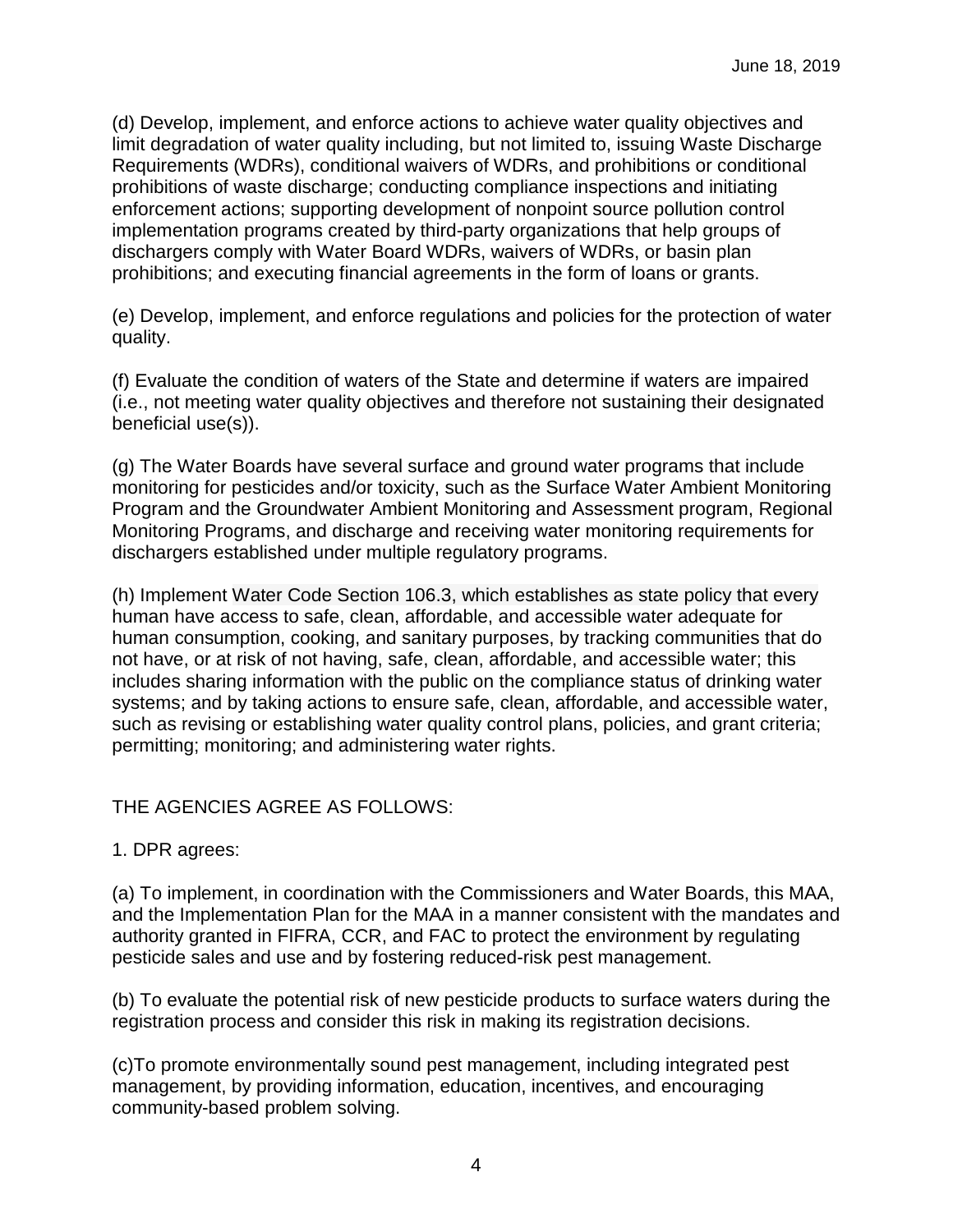(d) Develop, implement, and enforce actions to achieve water quality objectives and limit degradation of water quality including, but not limited to, issuing Waste Discharge Requirements (WDRs), conditional waivers of WDRs, and prohibitions or conditional prohibitions of waste discharge; conducting compliance inspections and initiating enforcement actions; supporting development of nonpoint source pollution control implementation programs created by third-party organizations that help groups of dischargers comply with Water Board WDRs, waivers of WDRs, or basin plan prohibitions; and executing financial agreements in the form of loans or grants.

(e) Develop, implement, and enforce regulations and policies for the protection of water quality.

(f) Evaluate the condition of waters of the State and determine if waters are impaired (i.e., not meeting water quality objectives and therefore not sustaining their designated beneficial use(s)).

(g) The Water Boards have several surface and ground water programs that include monitoring for pesticides and/or toxicity, such as the Surface Water Ambient Monitoring Program and the Groundwater Ambient Monitoring and Assessment program, Regional Monitoring Programs, and discharge and receiving water monitoring requirements for dischargers established under multiple regulatory programs.

(h) Implement Water Code Section 106.3, which establishes as state policy that every human have access to safe, clean, affordable, and accessible water adequate for human consumption, cooking, and sanitary purposes, by tracking communities that do not have, or at risk of not having, safe, clean, affordable, and accessible water; this includes sharing information with the public on the compliance status of drinking water systems; and by taking actions to ensure safe, clean, affordable, and accessible water, such as revising or establishing water quality control plans, policies, and grant criteria; permitting; monitoring; and administering water rights.

THE AGENCIES AGREE AS FOLLOWS:

1. DPR agrees:

(a) To implement, in coordination with the Commissioners and Water Boards, this MAA, and the Implementation Plan for the MAA in a manner consistent with the mandates and authority granted in FIFRA, CCR, and FAC to protect the environment by regulating pesticide sales and use and by fostering reduced-risk pest management.

(b) To evaluate the potential risk of new pesticide products to surface waters during the registration process and consider this risk in making its registration decisions.

(c)To promote environmentally sound pest management, including integrated pest management, by providing information, education, incentives, and encouraging community-based problem solving.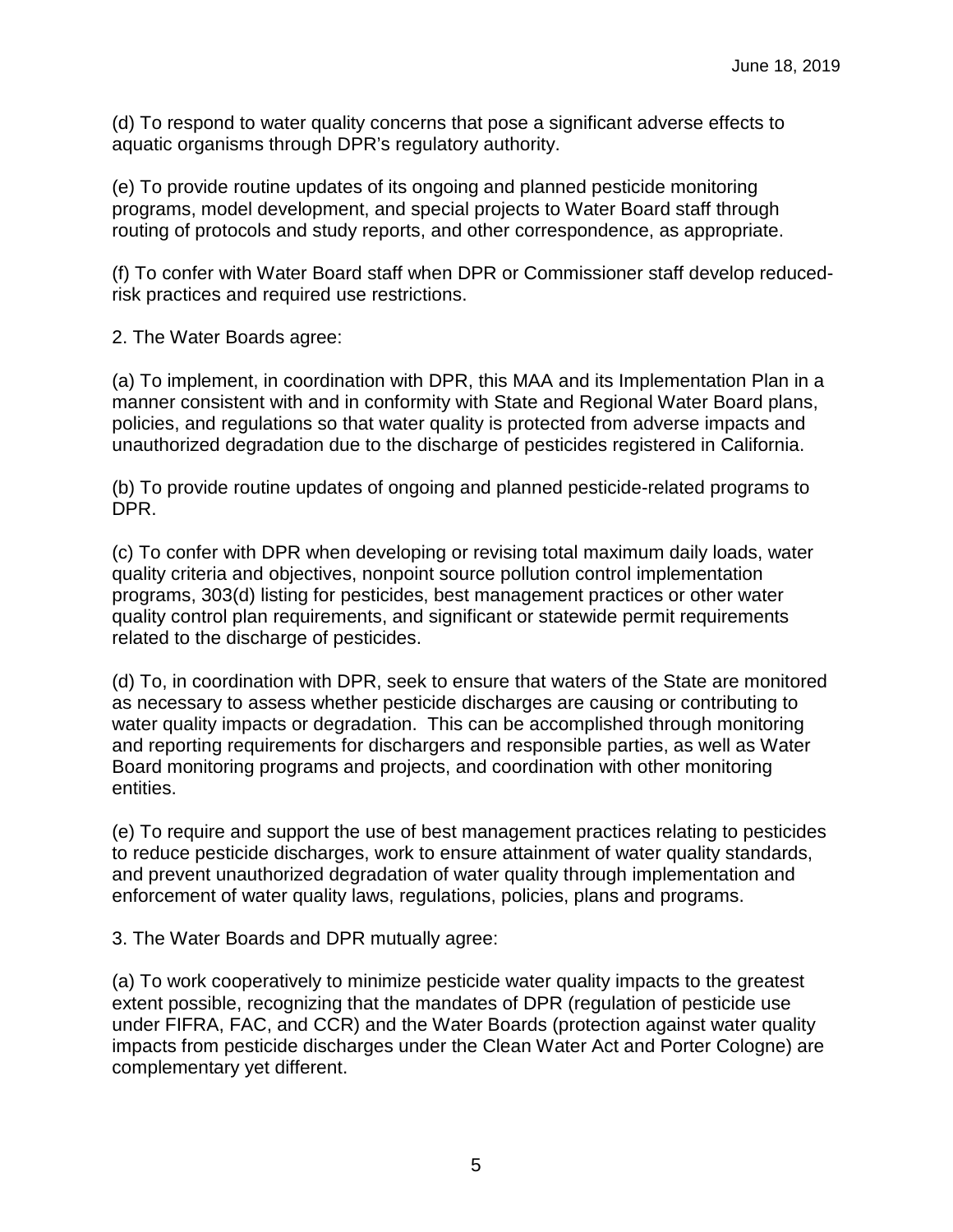(d) To respond to water quality concerns that pose a significant adverse effects to aquatic organisms through DPR's regulatory authority.

(e) To provide routine updates of its ongoing and planned pesticide monitoring programs, model development, and special projects to Water Board staff through routing of protocols and study reports, and other correspondence, as appropriate.

(f) To confer with Water Board staff when DPR or Commissioner staff develop reduced-risk practices and required use restrictions.

2. The Water Boards agree:

(a) To implement, in coordination with DPR, this MAA and its Implementation Plan in a manner consistent with and in conformity with State and Regional Water Board plans, policies, and regulations so that water quality is protected from adverse impacts and unauthorized degradation due to the discharge of pesticides registered in California.

(b) To provide routine updates of ongoing and planned pesticide-related programs to DPR.

(c) To confer with DPR when developing or revising total maximum daily loads, water quality criteria and objectives, nonpoint source pollution control implementation programs, 303(d) listing for pesticides, best management practices or other water quality control plan requirements, and significant or statewide permit requirements related to the discharge of pesticides.

(d) To, in coordination with DPR, seek to ensure that waters of the State are monitored as necessary to assess whether pesticide discharges are causing or contributing to water quality impacts or degradation. This can be accomplished through monitoring and reporting requirements for dischargers and responsible parties, as well as Water Board monitoring programs and projects, and coordination with other monitoring entities.

(e) To require and support the use of best management practices relating to pesticides to reduce pesticide discharges, work to ensure attainment of water quality standards, and prevent unauthorized degradation of water quality through implementation and enforcement of water quality laws, regulations, policies, plans and programs.

3. The Water Boards and DPR mutually agree:

(a) To work cooperatively to minimize pesticide water quality impacts to the greatest extent possible, recognizing that the mandates of DPR (regulation of pesticide use under FIFRA, FAC, and CCR) and the Water Boards (protection against water quality impacts from pesticide discharges under the Clean Water Act and Porter Cologne) are complementary yet different.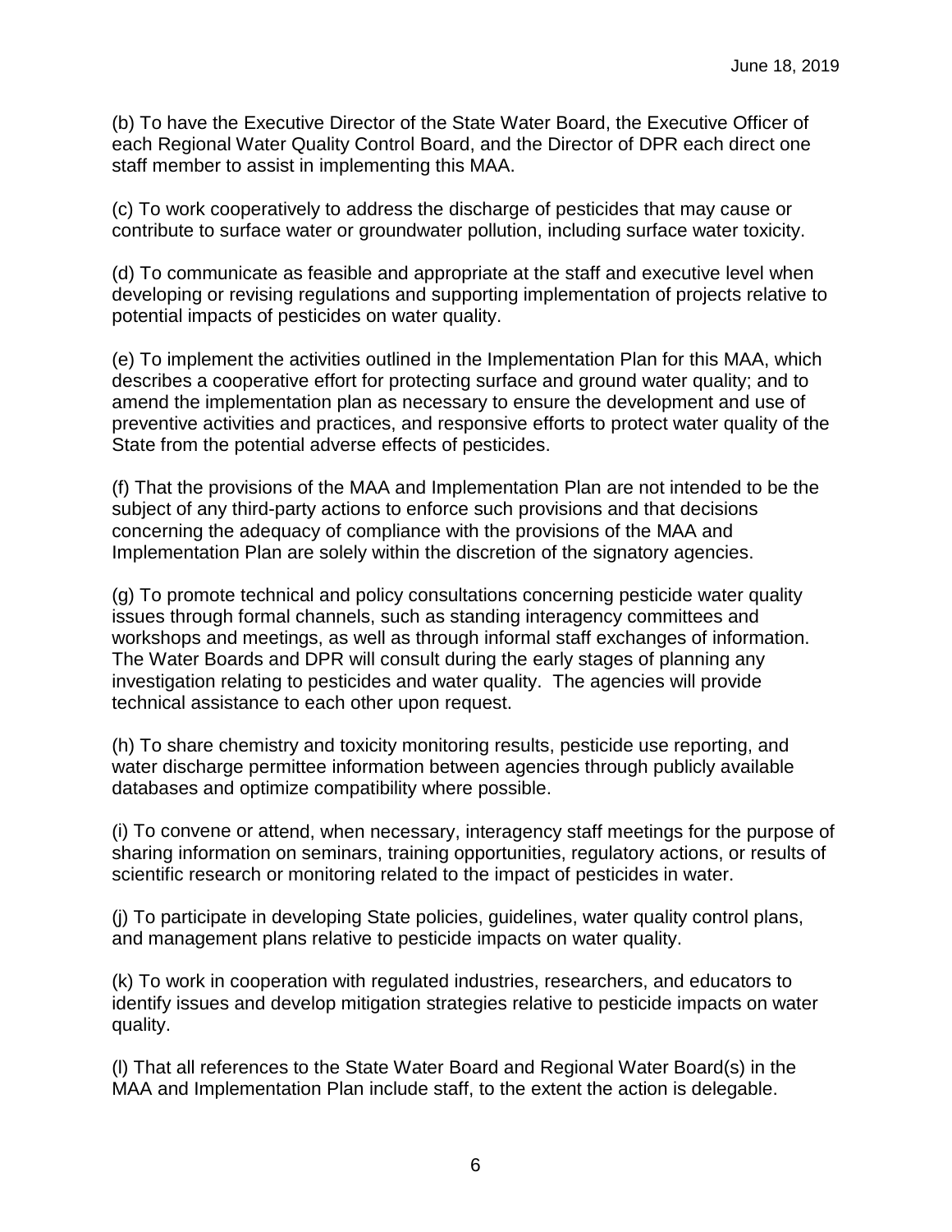(b) To have the Executive Director of the State Water Board, the Executive Officer of each Regional Water Quality Control Board, and the Director of DPR each direct one staff member to assist in implementing this MAA.

(c) To work cooperatively to address the discharge of pesticides that may cause or contribute to surface water or groundwater pollution, including surface water toxicity.

(d) To communicate as feasible and appropriate at the staff and executive level when developing or revising regulations and supporting implementation of projects relative to potential impacts of pesticides on water quality.

(e) To implement the activities outlined in the Implementation Plan for this MAA, which describes a cooperative effort for protecting surface and ground water quality; and to amend the implementation plan as necessary to ensure the development and use of preventive activities and practices, and responsive efforts to protect water quality of the State from the potential adverse effects of pesticides.

(f) That the provisions of the MAA and Implementation Plan are not intended to be the subject of any third-party actions to enforce such provisions and that decisions concerning the adequacy of compliance with the provisions of the MAA and Implementation Plan are solely within the discretion of the signatory agencies.

(g) To promote technical and policy consultations concerning pesticide water quality issues through formal channels, such as standing interagency committees and workshops and meetings, as well as through informal staff exchanges of information. The Water Boards and DPR will consult during the early stages of planning any investigation relating to pesticides and water quality. The agencies will provide technical assistance to each other upon request.

(h) To share chemistry and toxicity monitoring results, pesticide use reporting, and water discharge permittee information between agencies through publicly available databases and optimize compatibility where possible.

(i) To convene or attend, when necessary, interagency staff meetings for the purpose of sharing information on seminars, training opportunities, regulatory actions, or results of scientific research or monitoring related to the impact of pesticides in water.

(j) To participate in developing State policies, guidelines, water quality control plans, and management plans relative to pesticide impacts on water quality.

(k) To work in cooperation with regulated industries, researchers, and educators to identify issues and develop mitigation strategies relative to pesticide impacts on water quality.

(l) That all references to the State Water Board and Regional Water Board(s) in the MAA and Implementation Plan include staff, to the extent the action is delegable.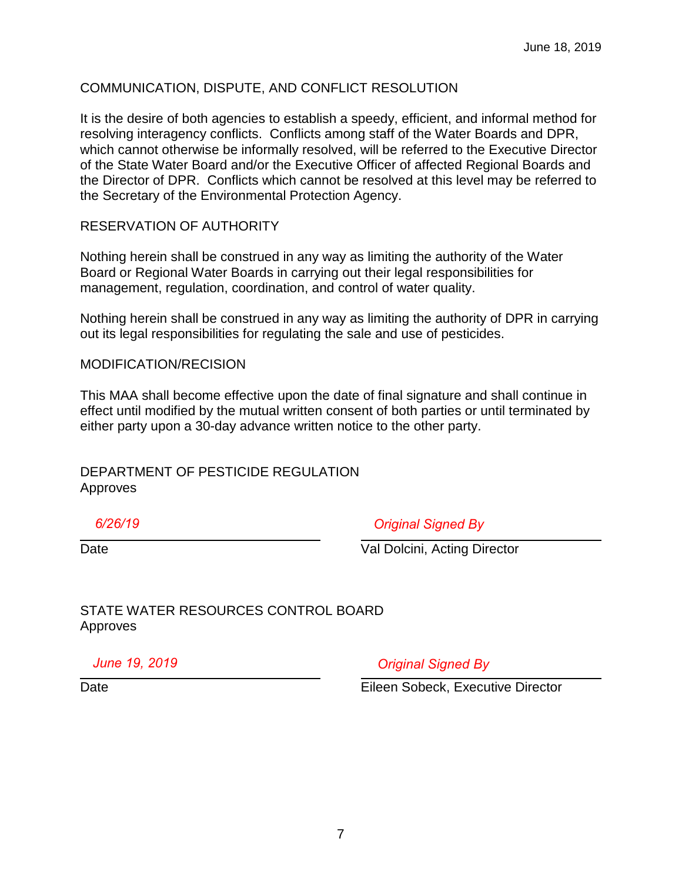June 18, 2019

## COMMUNICATION, DISPUTE, AND CONFLICT RESOLUTION

It is the desire of both agencies to establish a speedy, efficient, and informal method for resolving interagency conflicts. Conflicts among staff of the Water Boards and DPR, which cannot otherwise be informally resolved, will be referred to the Executive Director of the State Water Board and/or the Executive Officer of affected Regional Boards and the Director of DPR. Conflicts which cannot be resolved at this level may be referred to the Secretary of the Environmental Protection Agency.

## RESERVATION OF AUTHORITY

Nothing herein shall be construed in any way as limiting the authority of the Water Board or Regional Water Boards in carrying out their legal responsibilities for management, regulation, coordination, and control of water quality.

Nothing herein shall be construed in any way as limiting the authority of DPR in carrying out its legal responsibilities for regulating the sale and use of pesticides.

## MODIFICATION/RECISION

This MAA shall become effective upon the date of final signature and shall continue in effect until modified by the mutual written consent of both parties or until terminated by either party upon a 30-day advance written notice to the other party.

DEPARTMENT OF PESTICIDE REGULATION
Approves

| | |
|---|---|
| *6/26/19* | *Original Signed By* |
| Date | Val Dolcini, Acting Director |

STATE WATER RESOURCES CONTROL BOARD
Approves

| | |
|---|---|
| *June 19, 2019* | *Original Signed By* |
| Date | Eileen Sobeck, Executive Director |